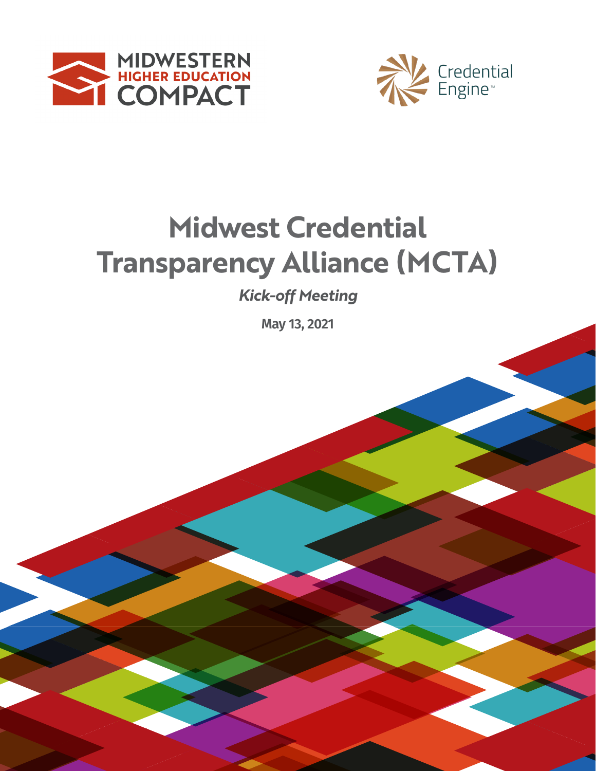# Midwest Credential Transparency Alliance (MCTA)

*Kick-off Meeting*

**May 13, 2021**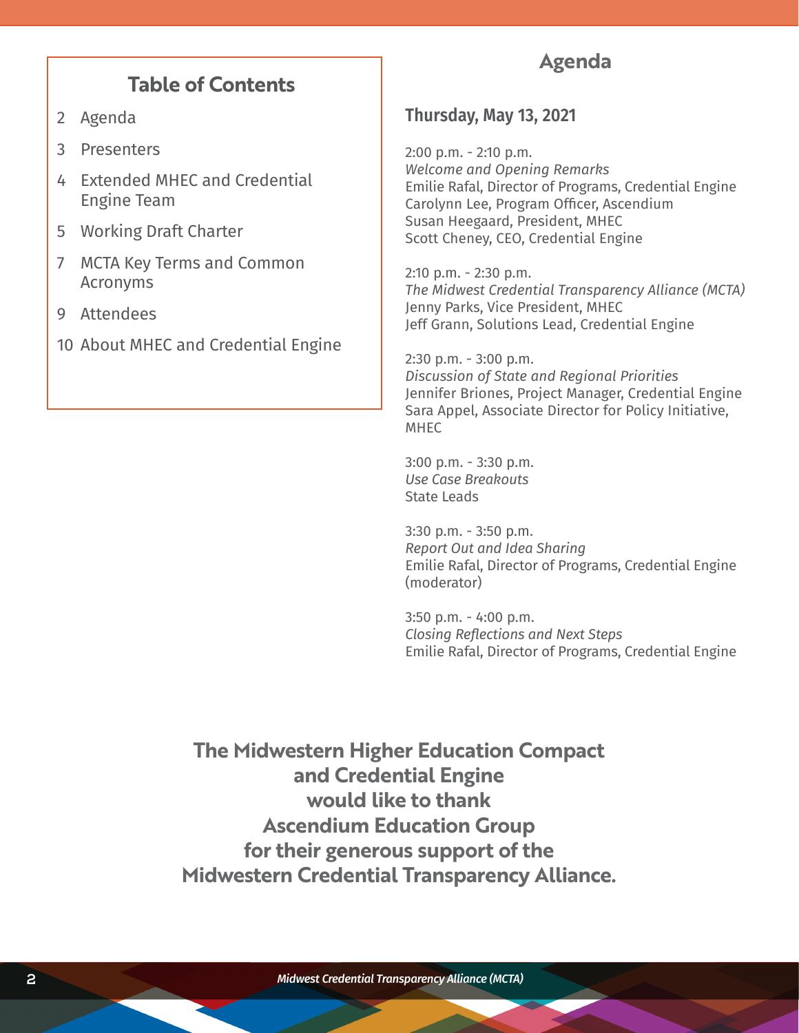## Table of Contents

2 Agenda

3 Presenters

4 Extended MHEC and Credential Engine Team

5 Working Draft Charter

7 MCTA Key Terms and Common Acronyms

9 Attendees

10 About MHEC and Credential Engine

## Agenda

### Thursday, May 13, 2021

2:00 p.m. - 2:10 p.m.
*Welcome and Opening Remarks*
Emilie Rafal, Director of Programs, Credential Engine
Carolynn Lee, Program Officer, Ascendium
Susan Heegaard, President, MHEC
Scott Cheney, CEO, Credential Engine

2:10 p.m. - 2:30 p.m.
*The Midwest Credential Transparency Alliance (MCTA)*
Jenny Parks, Vice President, MHEC
Jeff Grann, Solutions Lead, Credential Engine

2:30 p.m. - 3:00 p.m.
*Discussion of State and Regional Priorities*
Jennifer Briones, Project Manager, Credential Engine
Sara Appel, Associate Director for Policy Initiative, MHEC

3:00 p.m. - 3:30 p.m.
*Use Case Breakouts*
State Leads

3:30 p.m. - 3:50 p.m.
*Report Out and Idea Sharing*
Emilie Rafal, Director of Programs, Credential Engine (moderator)

3:50 p.m. - 4:00 p.m.
*Closing Reflections and Next Steps*
Emilie Rafal, Director of Programs, Credential Engine

**The Midwestern Higher Education Compact and Credential Engine would like to thank Ascendium Education Group for their generous support of the Midwestern Credential Transparency Alliance.**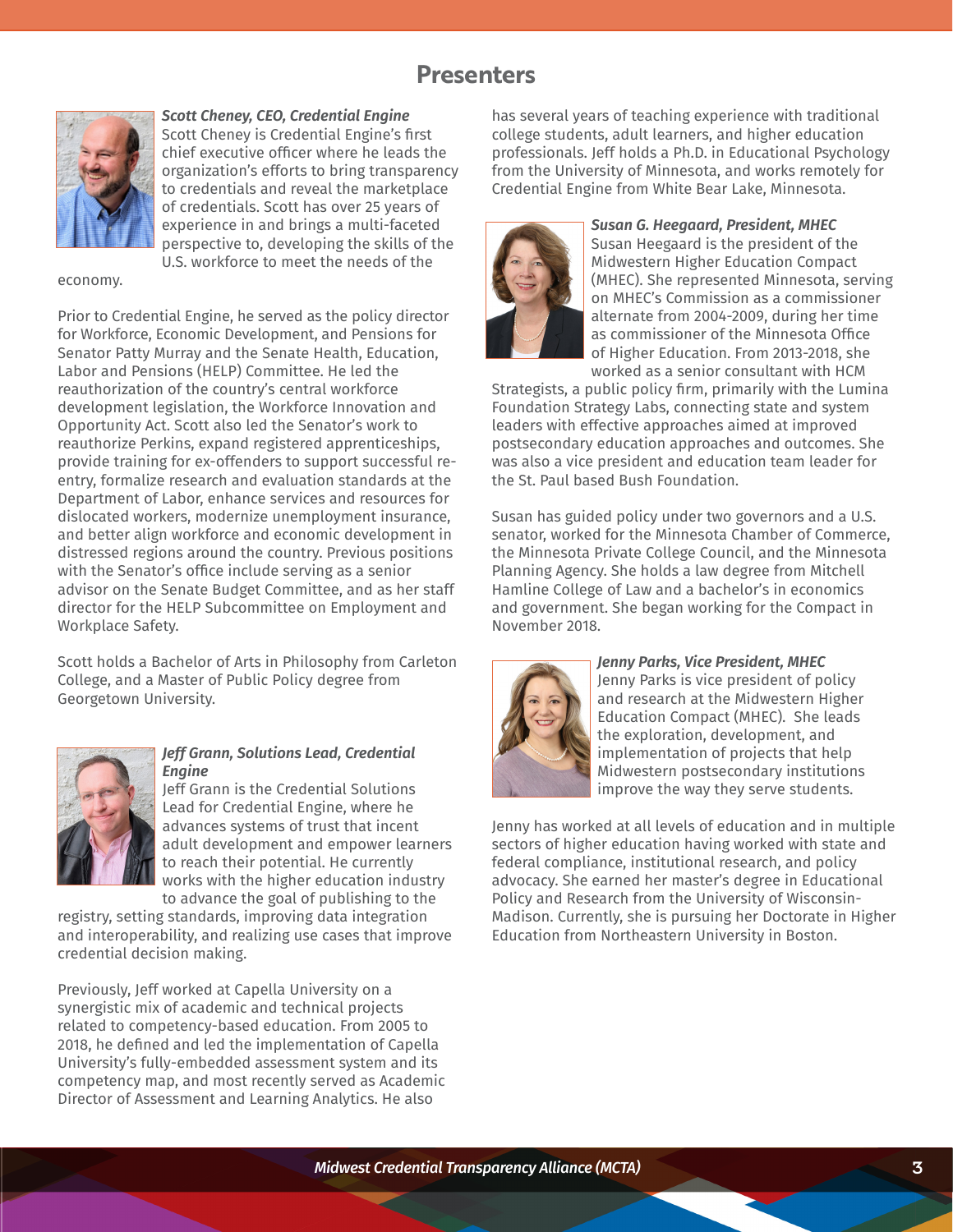# Presenters

***Scott Cheney, CEO, Credential Engine***

Scott Cheney is Credential Engine's first chief executive officer where he leads the organization's efforts to bring transparency to credentials and reveal the marketplace of credentials. Scott has over 25 years of experience in and brings a multi-faceted perspective to, developing the skills of the U.S. workforce to meet the needs of the economy.

Prior to Credential Engine, he served as the policy director for Workforce, Economic Development, and Pensions for Senator Patty Murray and the Senate Health, Education, Labor and Pensions (HELP) Committee. He led the reauthorization of the country's central workforce development legislation, the Workforce Innovation and Opportunity Act. Scott also led the Senator's work to reauthorize Perkins, expand registered apprenticeships, provide training for ex-offenders to support successful re-entry, formalize research and evaluation standards at the Department of Labor, enhance services and resources for dislocated workers, modernize unemployment insurance, and better align workforce and economic development in distressed regions around the country. Previous positions with the Senator's office include serving as a senior advisor on the Senate Budget Committee, and as her staff director for the HELP Subcommittee on Employment and Workplace Safety.

Scott holds a Bachelor of Arts in Philosophy from Carleton College, and a Master of Public Policy degree from Georgetown University.

***Jeff Grann, Solutions Lead, Credential Engine***

Jeff Grann is the Credential Solutions Lead for Credential Engine, where he advances systems of trust that incent adult development and empower learners to reach their potential. He currently works with the higher education industry to advance the goal of publishing to the registry, setting standards, improving data integration and interoperability, and realizing use cases that improve credential decision making.

Previously, Jeff worked at Capella University on a synergistic mix of academic and technical projects related to competency-based education. From 2005 to 2018, he defined and led the implementation of Capella University's fully-embedded assessment system and its competency map, and most recently served as Academic Director of Assessment and Learning Analytics. He also has several years of teaching experience with traditional college students, adult learners, and higher education professionals. Jeff holds a Ph.D. in Educational Psychology from the University of Minnesota, and works remotely for Credential Engine from White Bear Lake, Minnesota.

***Susan G. Heegaard, President, MHEC***

Susan Heegaard is the president of the Midwestern Higher Education Compact (MHEC). She represented Minnesota, serving on MHEC's Commission as a commissioner alternate from 2004-2009, during her time as commissioner of the Minnesota Office of Higher Education. From 2013-2018, she worked as a senior consultant with HCM Strategists, a public policy firm, primarily with the Lumina Foundation Strategy Labs, connecting state and system leaders with effective approaches aimed at improved postsecondary education approaches and outcomes. She was also a vice president and education team leader for the St. Paul based Bush Foundation.

Susan has guided policy under two governors and a U.S. senator, worked for the Minnesota Chamber of Commerce, the Minnesota Private College Council, and the Minnesota Planning Agency. She holds a law degree from Mitchell Hamline College of Law and a bachelor's in economics and government. She began working for the Compact in November 2018.

***Jenny Parks, Vice President, MHEC***

Jenny Parks is vice president of policy and research at the Midwestern Higher Education Compact (MHEC). She leads the exploration, development, and implementation of projects that help Midwestern postsecondary institutions improve the way they serve students.

Jenny has worked at all levels of education and in multiple sectors of higher education having worked with state and federal compliance, institutional research, and policy advocacy. She earned her master's degree in Educational Policy and Research from the University of Wisconsin-Madison. Currently, she is pursuing her Doctorate in Higher Education from Northeastern University in Boston.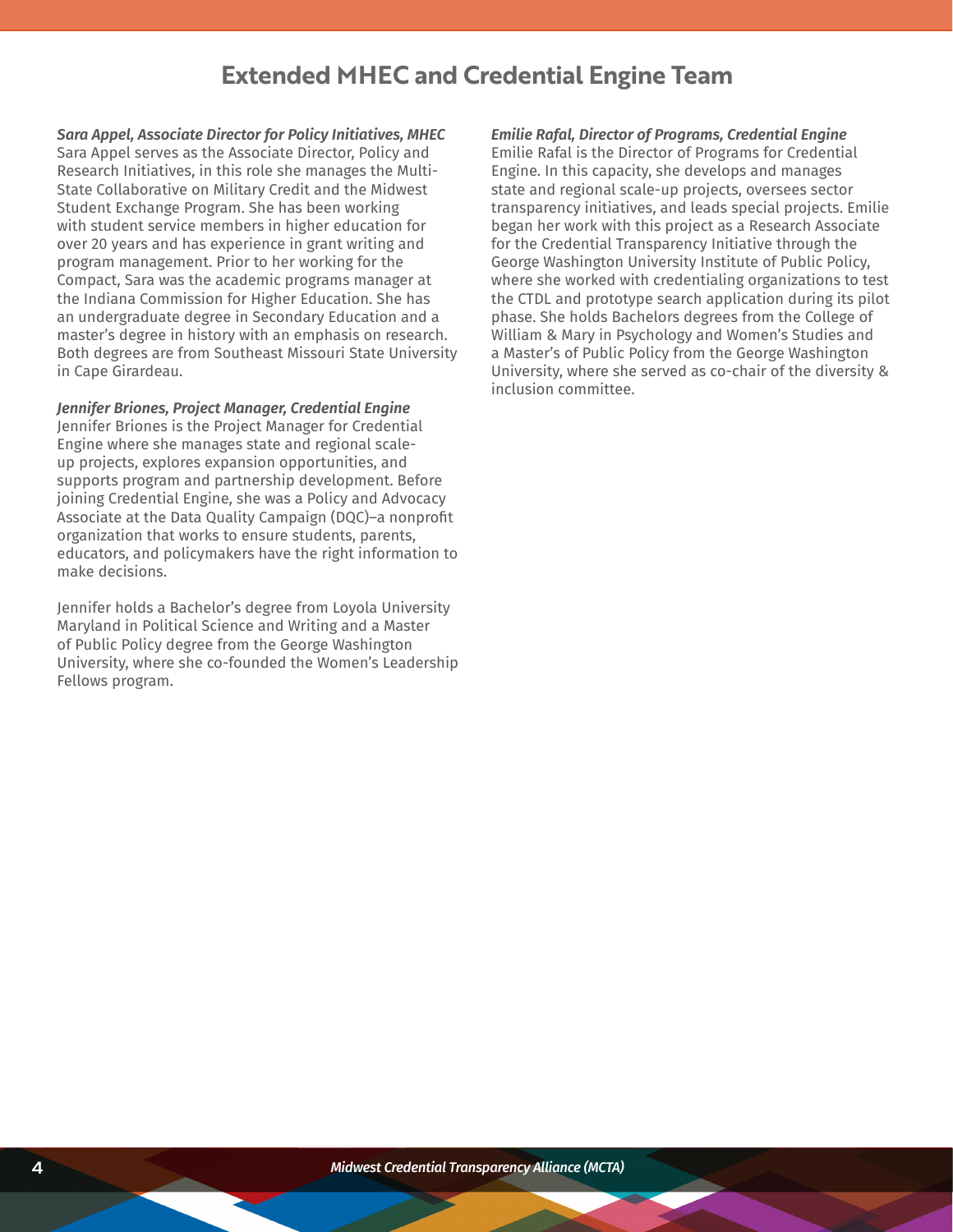# Extended MHEC and Credential Engine Team

***Sara Appel, Associate Director for Policy Initiatives, MHEC***

Sara Appel serves as the Associate Director, Policy and Research Initiatives, in this role she manages the Multi-State Collaborative on Military Credit and the Midwest Student Exchange Program. She has been working with student service members in higher education for over 20 years and has experience in grant writing and program management. Prior to her working for the Compact, Sara was the academic programs manager at the Indiana Commission for Higher Education. She has an undergraduate degree in Secondary Education and a master's degree in history with an emphasis on research. Both degrees are from Southeast Missouri State University in Cape Girardeau.

***Jennifer Briones, Project Manager, Credential Engine***

Jennifer Briones is the Project Manager for Credential Engine where she manages state and regional scale-up projects, explores expansion opportunities, and supports program and partnership development. Before joining Credential Engine, she was a Policy and Advocacy Associate at the Data Quality Campaign (DQC)–a nonprofit organization that works to ensure students, parents, educators, and policymakers have the right information to make decisions.

Jennifer holds a Bachelor's degree from Loyola University Maryland in Political Science and Writing and a Master of Public Policy degree from the George Washington University, where she co-founded the Women's Leadership Fellows program.

***Emilie Rafal, Director of Programs, Credential Engine***

Emilie Rafal is the Director of Programs for Credential Engine. In this capacity, she develops and manages state and regional scale-up projects, oversees sector transparency initiatives, and leads special projects. Emilie began her work with this project as a Research Associate for the Credential Transparency Initiative through the George Washington University Institute of Public Policy, where she worked with credentialing organizations to test the CTDL and prototype search application during its pilot phase. She holds Bachelors degrees from the College of William & Mary in Psychology and Women's Studies and a Master's of Public Policy from the George Washington University, where she served as co-chair of the diversity & inclusion committee.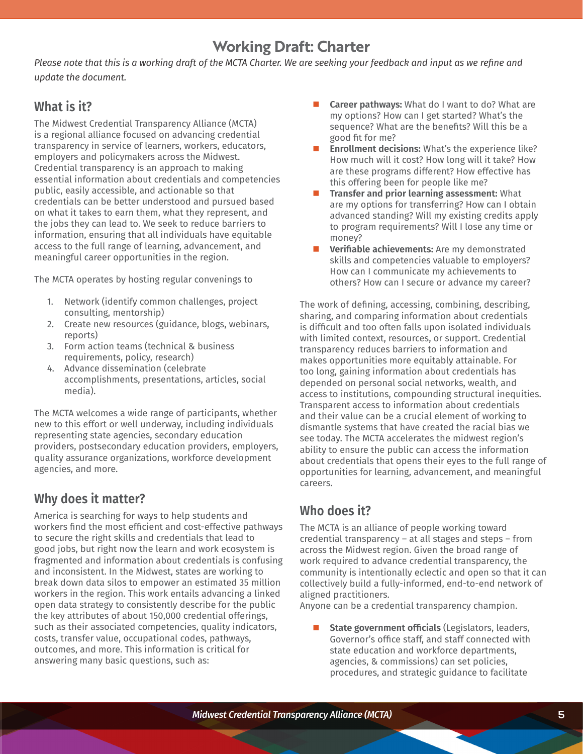# Working Draft: Charter

*Please note that this is a working draft of the MCTA Charter. We are seeking your feedback and input as we refine and update the document.*

## What is it?

The Midwest Credential Transparency Alliance (MCTA) is a regional alliance focused on advancing credential transparency in service of learners, workers, educators, employers and policymakers across the Midwest. Credential transparency is an approach to making essential information about credentials and competencies public, easily accessible, and actionable so that credentials can be better understood and pursued based on what it takes to earn them, what they represent, and the jobs they can lead to. We seek to reduce barriers to information, ensuring that all individuals have equitable access to the full range of learning, advancement, and meaningful career opportunities in the region.

The MCTA operates by hosting regular convenings to

1. Network (identify common challenges, project consulting, mentorship)
2. Create new resources (guidance, blogs, webinars, reports)
3. Form action teams (technical & business requirements, policy, research)
4. Advance dissemination (celebrate accomplishments, presentations, articles, social media).

The MCTA welcomes a wide range of participants, whether new to this effort or well underway, including individuals representing state agencies, secondary education providers, postsecondary education providers, employers, quality assurance organizations, workforce development agencies, and more.

## Why does it matter?

America is searching for ways to help students and workers find the most efficient and cost-effective pathways to secure the right skills and credentials that lead to good jobs, but right now the learn and work ecosystem is fragmented and information about credentials is confusing and inconsistent. In the Midwest, states are working to break down data silos to empower an estimated 35 million workers in the region. This work entails advancing a linked open data strategy to consistently describe for the public the key attributes of about 150,000 credential offerings, such as their associated competencies, quality indicators, costs, transfer value, occupational codes, pathways, outcomes, and more. This information is critical for answering many basic questions, such as:

- **Career pathways:** What do I want to do? What are my options? How can I get started? What's the sequence? What are the benefits? Will this be a good fit for me?
- **Enrollment decisions:** What's the experience like? How much will it cost? How long will it take? How are these programs different? How effective has this offering been for people like me?
- **Transfer and prior learning assessment:** What are my options for transferring? How can I obtain advanced standing? Will my existing credits apply to program requirements? Will I lose any time or money?
- **Verifiable achievements:** Are my demonstrated skills and competencies valuable to employers? How can I communicate my achievements to others? How can I secure or advance my career?

The work of defining, accessing, combining, describing, sharing, and comparing information about credentials is difficult and too often falls upon isolated individuals with limited context, resources, or support. Credential transparency reduces barriers to information and makes opportunities more equitably attainable. For too long, gaining information about credentials has depended on personal social networks, wealth, and access to institutions, compounding structural inequities. Transparent access to information about credentials and their value can be a crucial element of working to dismantle systems that have created the racial bias we see today. The MCTA accelerates the midwest region's ability to ensure the public can access the information about credentials that opens their eyes to the full range of opportunities for learning, advancement, and meaningful careers.

## Who does it?

The MCTA is an alliance of people working toward credential transparency – at all stages and steps – from across the Midwest region. Given the broad range of work required to advance credential transparency, the community is intentionally eclectic and open so that it can collectively build a fully-informed, end-to-end network of aligned practitioners.
Anyone can be a credential transparency champion.

- **State government officials** (Legislators, leaders, Governor's office staff, and staff connected with state education and workforce departments, agencies, & commissions) can set policies, procedures, and strategic guidance to facilitate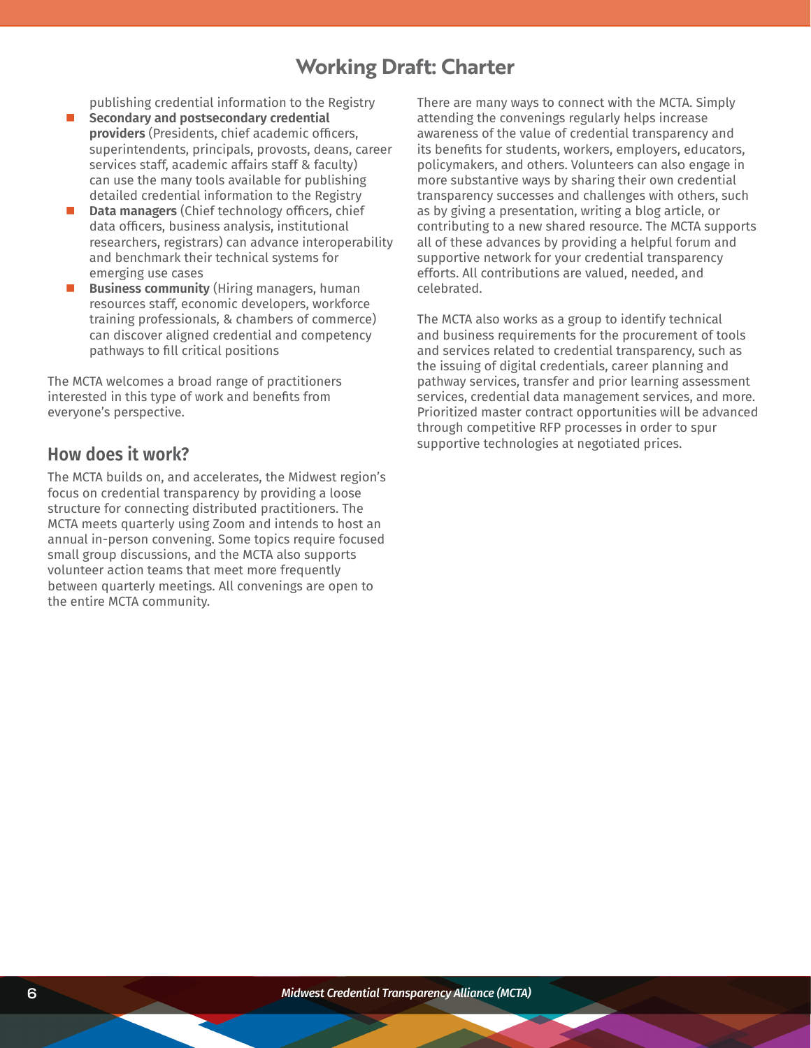publishing credential information to the Registry

- **Secondary and postsecondary credential providers** (Presidents, chief academic officers, superintendents, principals, provosts, deans, career services staff, academic affairs staff & faculty) can use the many tools available for publishing detailed credential information to the Registry
- **Data managers** (Chief technology officers, chief data officers, business analysis, institutional researchers, registrars) can advance interoperability and benchmark their technical systems for emerging use cases
- **Business community** (Hiring managers, human resources staff, economic developers, workforce training professionals, & chambers of commerce) can discover aligned credential and competency pathways to fill critical positions

The MCTA welcomes a broad range of practitioners interested in this type of work and benefits from everyone's perspective.

## How does it work?

The MCTA builds on, and accelerates, the Midwest region's focus on credential transparency by providing a loose structure for connecting distributed practitioners. The MCTA meets quarterly using Zoom and intends to host an annual in-person convening. Some topics require focused small group discussions, and the MCTA also supports volunteer action teams that meet more frequently between quarterly meetings. All convenings are open to the entire MCTA community.

There are many ways to connect with the MCTA. Simply attending the convenings regularly helps increase awareness of the value of credential transparency and its benefits for students, workers, employers, educators, policymakers, and others. Volunteers can also engage in more substantive ways by sharing their own credential transparency successes and challenges with others, such as by giving a presentation, writing a blog article, or contributing to a new shared resource. The MCTA supports all of these advances by providing a helpful forum and supportive network for your credential transparency efforts. All contributions are valued, needed, and celebrated.

The MCTA also works as a group to identify technical and business requirements for the procurement of tools and services related to credential transparency, such as the issuing of digital credentials, career planning and pathway services, transfer and prior learning assessment services, credential data management services, and more. Prioritized master contract opportunities will be advanced through competitive RFP processes in order to spur supportive technologies at negotiated prices.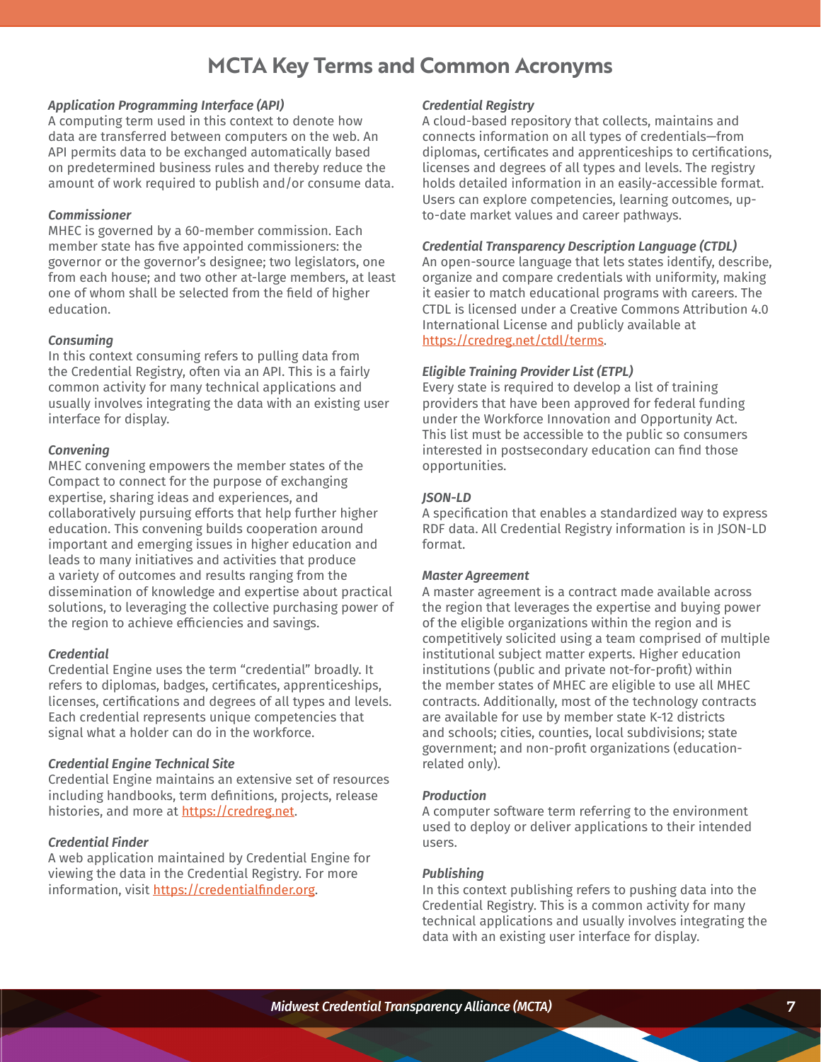# MCTA Key Terms and Common Acronyms

***Application Programming Interface (API)***
A computing term used in this context to denote how data are transferred between computers on the web. An API permits data to be exchanged automatically based on predetermined business rules and thereby reduce the amount of work required to publish and/or consume data.

***Commissioner***
MHEC is governed by a 60-member commission. Each member state has five appointed commissioners: the governor or the governor's designee; two legislators, one from each house; and two other at-large members, at least one of whom shall be selected from the field of higher education.

***Consuming***
In this context consuming refers to pulling data from the Credential Registry, often via an API. This is a fairly common activity for many technical applications and usually involves integrating the data with an existing user interface for display.

***Convening***
MHEC convening empowers the member states of the Compact to connect for the purpose of exchanging expertise, sharing ideas and experiences, and collaboratively pursuing efforts that help further higher education. This convening builds cooperation around important and emerging issues in higher education and leads to many initiatives and activities that produce a variety of outcomes and results ranging from the dissemination of knowledge and expertise about practical solutions, to leveraging the collective purchasing power of the region to achieve efficiencies and savings.

***Credential***
Credential Engine uses the term "credential" broadly. It refers to diplomas, badges, certificates, apprenticeships, licenses, certifications and degrees of all types and levels. Each credential represents unique competencies that signal what a holder can do in the workforce.

***Credential Engine Technical Site***
Credential Engine maintains an extensive set of resources including handbooks, term definitions, projects, release histories, and more at [https://credreg.net](https://credreg.net).

***Credential Finder***
A web application maintained by Credential Engine for viewing the data in the Credential Registry. For more information, visit [https://credentialfinder.org](https://credentialfinder.org).

***Credential Registry***
A cloud-based repository that collects, maintains and connects information on all types of credentials—from diplomas, certificates and apprenticeships to certifications, licenses and degrees of all types and levels. The registry holds detailed information in an easily-accessible format. Users can explore competencies, learning outcomes, up-to-date market values and career pathways.

***Credential Transparency Description Language (CTDL)***
An open-source language that lets states identify, describe, organize and compare credentials with uniformity, making it easier to match educational programs with careers. The CTDL is licensed under a Creative Commons Attribution 4.0 International License and publicly available at [https://credreg.net/ctdl/terms](https://credreg.net/ctdl/terms).

***Eligible Training Provider List (ETPL)***
Every state is required to develop a list of training providers that have been approved for federal funding under the Workforce Innovation and Opportunity Act. This list must be accessible to the public so consumers interested in postsecondary education can find those opportunities.

***JSON-LD***
A specification that enables a standardized way to express RDF data. All Credential Registry information is in JSON-LD format.

***Master Agreement***
A master agreement is a contract made available across the region that leverages the expertise and buying power of the eligible organizations within the region and is competitively solicited using a team comprised of multiple institutional subject matter experts. Higher education institutions (public and private not-for-profit) within the member states of MHEC are eligible to use all MHEC contracts. Additionally, most of the technology contracts are available for use by member state K-12 districts and schools; cities, counties, local subdivisions; state government; and non-profit organizations (education-related only).

***Production***
A computer software term referring to the environment used to deploy or deliver applications to their intended users.

***Publishing***
In this context publishing refers to pushing data into the Credential Registry. This is a common activity for many technical applications and usually involves integrating the data with an existing user interface for display.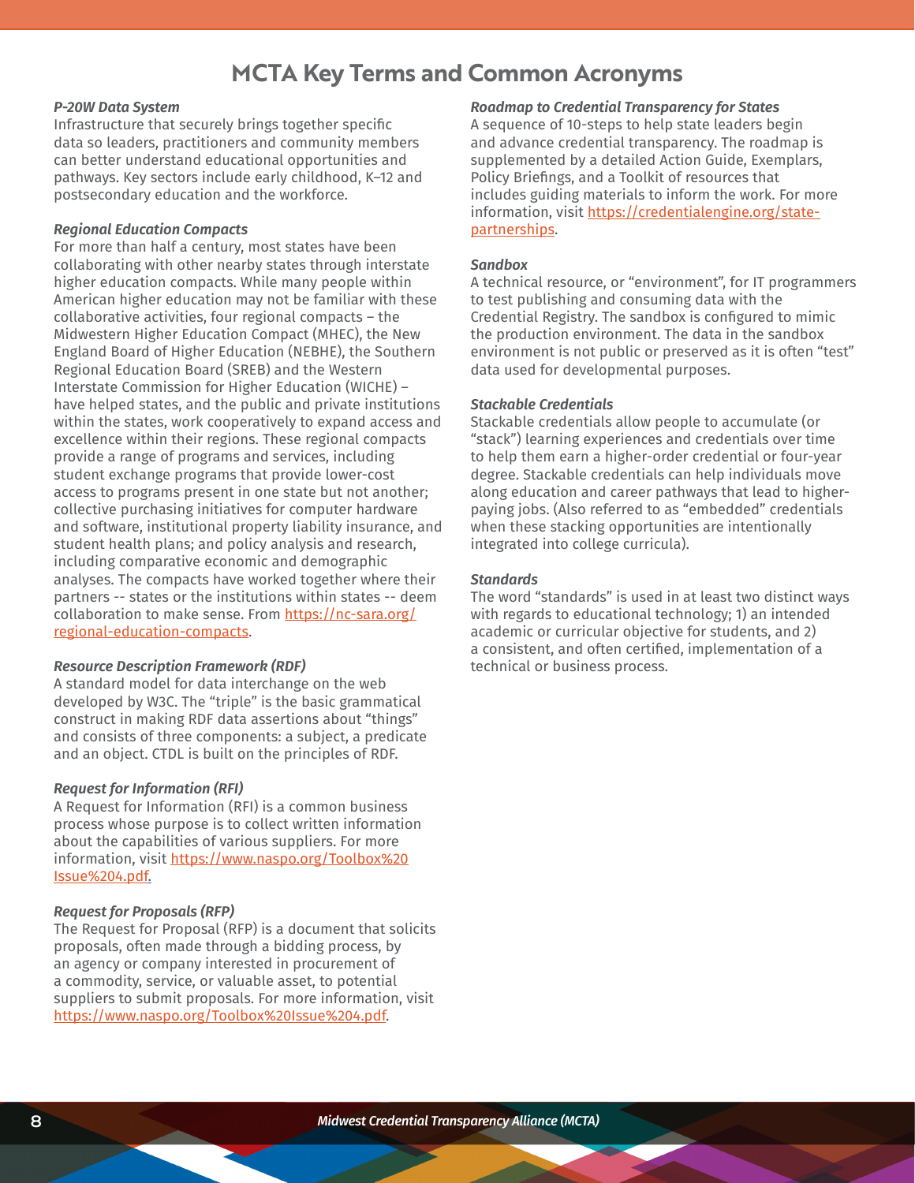# MCTA Key Terms and Common Acronyms

***P-20W Data System***
Infrastructure that securely brings together specific data so leaders, practitioners and community members can better understand educational opportunities and pathways. Key sectors include early childhood, K–12 and postsecondary education and the workforce.

***Regional Education Compacts***
For more than half a century, most states have been collaborating with other nearby states through interstate higher education compacts. While many people within American higher education may not be familiar with these collaborative activities, four regional compacts – the Midwestern Higher Education Compact (MHEC), the New England Board of Higher Education (NEBHE), the Southern Regional Education Board (SREB) and the Western Interstate Commission for Higher Education (WICHE) – have helped states, and the public and private institutions within the states, work cooperatively to expand access and excellence within their regions. These regional compacts provide a range of programs and services, including student exchange programs that provide lower-cost access to programs present in one state but not another; collective purchasing initiatives for computer hardware and software, institutional property liability insurance, and student health plans; and policy analysis and research, including comparative economic and demographic analyses. The compacts have worked together where their partners -- states or the institutions within states -- deem collaboration to make sense. From https://nc-sara.org/regional-education-compacts.

***Resource Description Framework (RDF)***
A standard model for data interchange on the web developed by W3C. The "triple" is the basic grammatical construct in making RDF data assertions about "things" and consists of three components: a subject, a predicate and an object. CTDL is built on the principles of RDF.

***Request for Information (RFI)***
A Request for Information (RFI) is a common business process whose purpose is to collect written information about the capabilities of various suppliers. For more information, visit https://www.naspo.org/Toolbox%20Issue%204.pdf.

***Request for Proposals (RFP)***
The Request for Proposal (RFP) is a document that solicits proposals, often made through a bidding process, by an agency or company interested in procurement of a commodity, service, or valuable asset, to potential suppliers to submit proposals. For more information, visit https://www.naspo.org/Toolbox%20Issue%204.pdf.

***Roadmap to Credential Transparency for States***
A sequence of 10-steps to help state leaders begin and advance credential transparency. The roadmap is supplemented by a detailed Action Guide, Exemplars, Policy Briefings, and a Toolkit of resources that includes guiding materials to inform the work. For more information, visit https://credentialengine.org/state-partnerships.

***Sandbox***
A technical resource, or "environment", for IT programmers to test publishing and consuming data with the Credential Registry. The sandbox is configured to mimic the production environment. The data in the sandbox environment is not public or preserved as it is often "test" data used for developmental purposes.

***Stackable Credentials***
Stackable credentials allow people to accumulate (or "stack") learning experiences and credentials over time to help them earn a higher-order credential or four-year degree. Stackable credentials can help individuals move along education and career pathways that lead to higher-paying jobs. (Also referred to as "embedded" credentials when these stacking opportunities are intentionally integrated into college curricula).

***Standards***
The word "standards" is used in at least two distinct ways with regards to educational technology; 1) an intended academic or curricular objective for students, and 2) a consistent, and often certified, implementation of a technical or business process.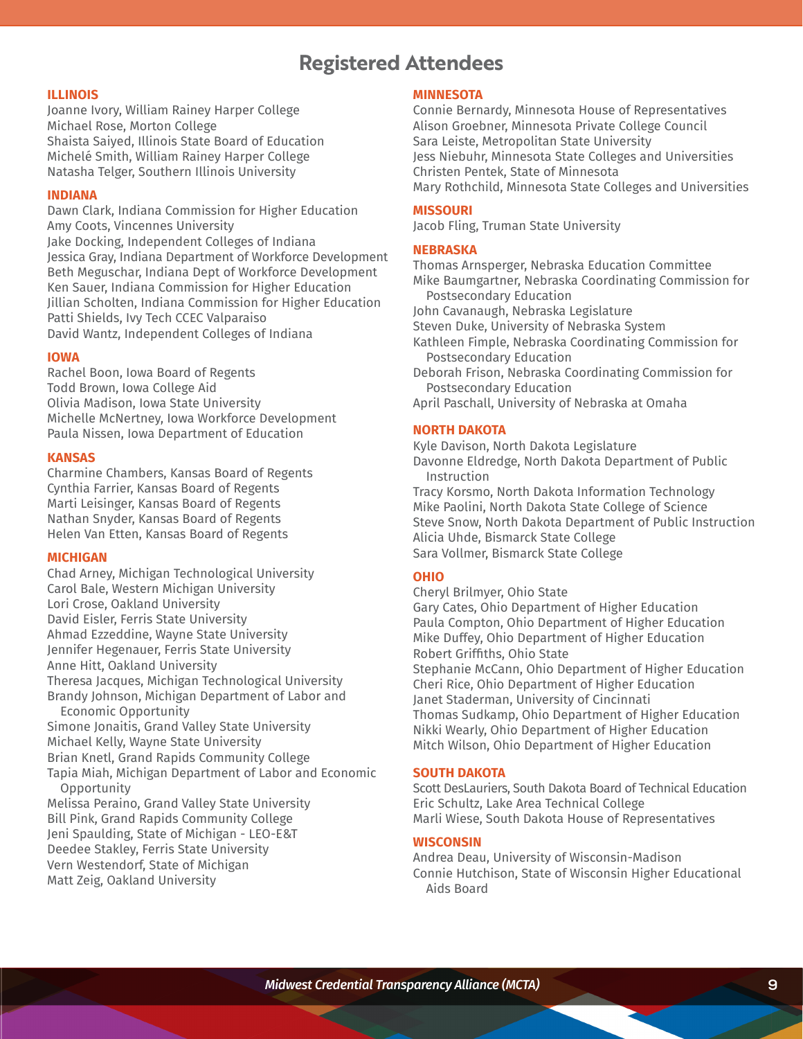# Registered Attendees

## ILLINOIS

Joanne Ivory, William Rainey Harper College
Michael Rose, Morton College
Shaista Saiyed, Illinois State Board of Education
Michelé Smith, William Rainey Harper College
Natasha Telger, Southern Illinois University

## INDIANA

Dawn Clark, Indiana Commission for Higher Education
Amy Coots, Vincennes University
Jake Docking, Independent Colleges of Indiana
Jessica Gray, Indiana Department of Workforce Development
Beth Meguschar, Indiana Dept of Workforce Development
Ken Sauer, Indiana Commission for Higher Education
Jillian Scholten, Indiana Commission for Higher Education
Patti Shields, Ivy Tech CCEC Valparaiso
David Wantz, Independent Colleges of Indiana

## IOWA

Rachel Boon, Iowa Board of Regents
Todd Brown, Iowa College Aid
Olivia Madison, Iowa State University
Michelle McNertney, Iowa Workforce Development
Paula Nissen, Iowa Department of Education

## KANSAS

Charmine Chambers, Kansas Board of Regents
Cynthia Farrier, Kansas Board of Regents
Marti Leisinger, Kansas Board of Regents
Nathan Snyder, Kansas Board of Regents
Helen Van Etten, Kansas Board of Regents

## MICHIGAN

Chad Arney, Michigan Technological University
Carol Bale, Western Michigan University
Lori Crose, Oakland University
David Eisler, Ferris State University
Ahmad Ezzeddine, Wayne State University
Jennifer Hegenauer, Ferris State University
Anne Hitt, Oakland University
Theresa Jacques, Michigan Technological University
Brandy Johnson, Michigan Department of Labor and Economic Opportunity
Simone Jonaitis, Grand Valley State University
Michael Kelly, Wayne State University
Brian Knetl, Grand Rapids Community College
Tapia Miah, Michigan Department of Labor and Economic Opportunity
Melissa Peraino, Grand Valley State University
Bill Pink, Grand Rapids Community College
Jeni Spaulding, State of Michigan - LEO-E&T
Deedee Stakley, Ferris State University
Vern Westendorf, State of Michigan
Matt Zeig, Oakland University

## MINNESOTA

Connie Bernardy, Minnesota House of Representatives
Alison Groebner, Minnesota Private College Council
Sara Leiste, Metropolitan State University
Jess Niebuhr, Minnesota State Colleges and Universities
Christen Pentek, State of Minnesota
Mary Rothchild, Minnesota State Colleges and Universities

## MISSOURI

Jacob Fling, Truman State University

## NEBRASKA

Thomas Arnsperger, Nebraska Education Committee
Mike Baumgartner, Nebraska Coordinating Commission for Postsecondary Education
John Cavanaugh, Nebraska Legislature
Steven Duke, University of Nebraska System
Kathleen Fimple, Nebraska Coordinating Commission for Postsecondary Education
Deborah Frison, Nebraska Coordinating Commission for Postsecondary Education
April Paschall, University of Nebraska at Omaha

## NORTH DAKOTA

Kyle Davison, North Dakota Legislature
Davonne Eldredge, North Dakota Department of Public Instruction
Tracy Korsmo, North Dakota Information Technology
Mike Paolini, North Dakota State College of Science
Steve Snow, North Dakota Department of Public Instruction
Alicia Uhde, Bismarck State College
Sara Vollmer, Bismarck State College

## OHIO

Cheryl Brilmyer, Ohio State
Gary Cates, Ohio Department of Higher Education
Paula Compton, Ohio Department of Higher Education
Mike Duffey, Ohio Department of Higher Education
Robert Griffiths, Ohio State
Stephanie McCann, Ohio Department of Higher Education
Cheri Rice, Ohio Department of Higher Education
Janet Staderman, University of Cincinnati
Thomas Sudkamp, Ohio Department of Higher Education
Nikki Wearly, Ohio Department of Higher Education
Mitch Wilson, Ohio Department of Higher Education

## SOUTH DAKOTA

Scott DesLauriers, South Dakota Board of Technical Education
Eric Schultz, Lake Area Technical College
Marli Wiese, South Dakota House of Representatives

## WISCONSIN

Andrea Deau, University of Wisconsin-Madison
Connie Hutchison, State of Wisconsin Higher Educational Aids Board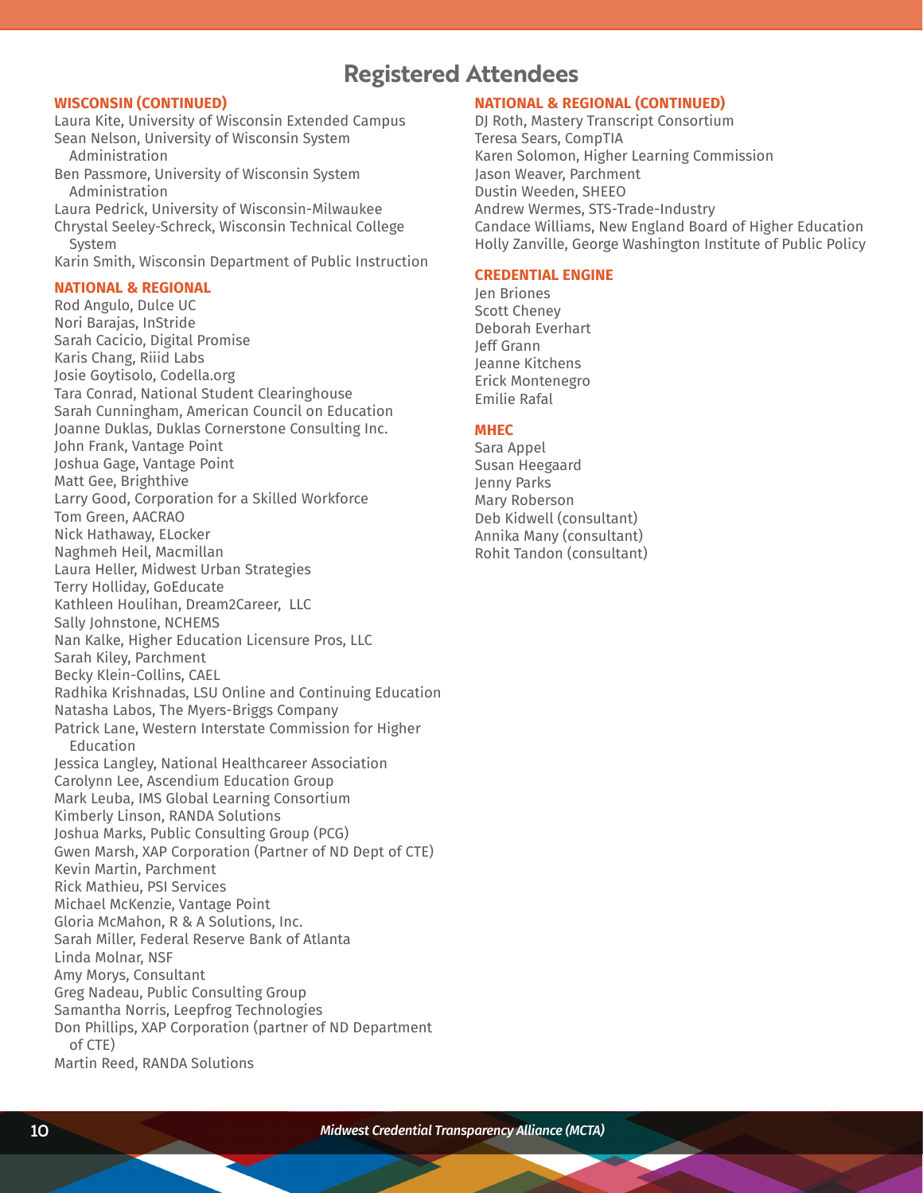# Registered Attendees

**WISCONSIN (CONTINUED)**

Laura Kite, University of Wisconsin Extended Campus
Sean Nelson, University of Wisconsin System Administration
Ben Passmore, University of Wisconsin System Administration
Laura Pedrick, University of Wisconsin-Milwaukee
Chrystal Seeley-Schreck, Wisconsin Technical College System
Karin Smith, Wisconsin Department of Public Instruction

**NATIONAL & REGIONAL**

Rod Angulo, Dulce UC
Nori Barajas, InStride
Sarah Cacicio, Digital Promise
Karis Chang, Riiid Labs
Josie Goytisolo, Codella.org
Tara Conrad, National Student Clearinghouse
Sarah Cunningham, American Council on Education
Joanne Duklas, Duklas Cornerstone Consulting Inc.
John Frank, Vantage Point
Joshua Gage, Vantage Point
Matt Gee, Brighthive
Larry Good, Corporation for a Skilled Workforce
Tom Green, AACRAO
Nick Hathaway, ELocker
Naghmeh Heil, Macmillan
Laura Heller, Midwest Urban Strategies
Terry Holliday, GoEducate
Kathleen Houlihan, Dream2Career, LLC
Sally Johnstone, NCHEMS
Nan Kalke, Higher Education Licensure Pros, LLC
Sarah Kiley, Parchment
Becky Klein-Collins, CAEL
Radhika Krishnadas, LSU Online and Continuing Education
Natasha Labos, The Myers-Briggs Company
Patrick Lane, Western Interstate Commission for Higher Education
Jessica Langley, National Healthcareer Association
Carolynn Lee, Ascendium Education Group
Mark Leuba, IMS Global Learning Consortium
Kimberly Linson, RANDA Solutions
Joshua Marks, Public Consulting Group (PCG)
Gwen Marsh, XAP Corporation (Partner of ND Dept of CTE)
Kevin Martin, Parchment
Rick Mathieu, PSI Services
Michael McKenzie, Vantage Point
Gloria McMahon, R & A Solutions, Inc.
Sarah Miller, Federal Reserve Bank of Atlanta
Linda Molnar, NSF
Amy Morys, Consultant
Greg Nadeau, Public Consulting Group
Samantha Norris, Leepfrog Technologies
Don Phillips, XAP Corporation (partner of ND Department of CTE)
Martin Reed, RANDA Solutions

**NATIONAL & REGIONAL (CONTINUED)**

DJ Roth, Mastery Transcript Consortium
Teresa Sears, CompTIA
Karen Solomon, Higher Learning Commission
Jason Weaver, Parchment
Dustin Weeden, SHEEO
Andrew Wermes, STS-Trade-Industry
Candace Williams, New England Board of Higher Education
Holly Zanville, George Washington Institute of Public Policy

**CREDENTIAL ENGINE**

Jen Briones
Scott Cheney
Deborah Everhart
Jeff Grann
Jeanne Kitchens
Erick Montenegro
Emilie Rafal

**MHEC**

Sara Appel
Susan Heegaard
Jenny Parks
Mary Roberson
Deb Kidwell (consultant)
Annika Many (consultant)
Rohit Tandon (consultant)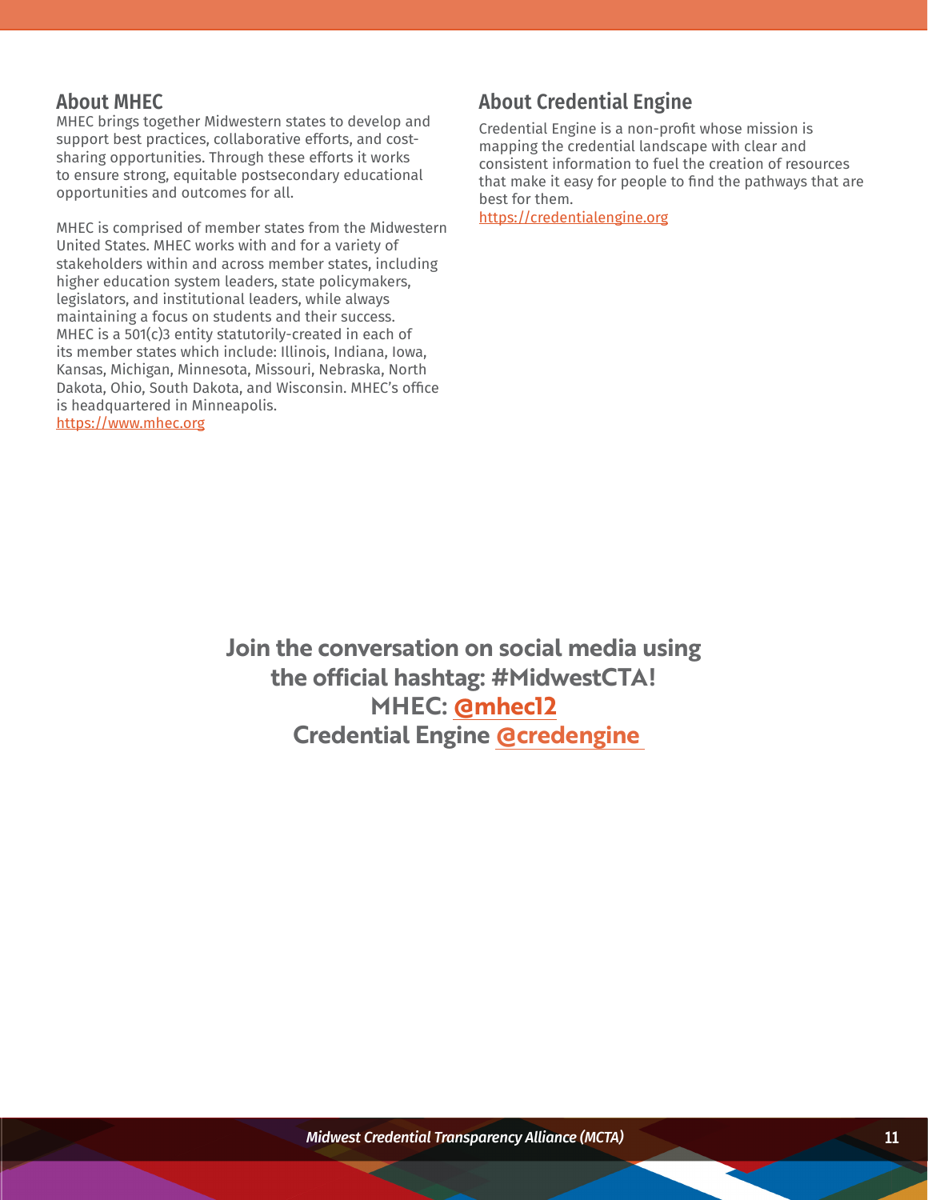## About MHEC

MHEC brings together Midwestern states to develop and support best practices, collaborative efforts, and cost-sharing opportunities. Through these efforts it works to ensure strong, equitable postsecondary educational opportunities and outcomes for all.

MHEC is comprised of member states from the Midwestern United States. MHEC works with and for a variety of stakeholders within and across member states, including higher education system leaders, state policymakers, legislators, and institutional leaders, while always maintaining a focus on students and their success. MHEC is a 501(c)3 entity statutorily-created in each of its member states which include: Illinois, Indiana, Iowa, Kansas, Michigan, Minnesota, Missouri, Nebraska, North Dakota, Ohio, South Dakota, and Wisconsin. MHEC's office is headquartered in Minneapolis.
https://www.mhec.org

## About Credential Engine

Credential Engine is a non-profit whose mission is mapping the credential landscape with clear and consistent information to fuel the creation of resources that make it easy for people to find the pathways that are best for them.
https://credentialengine.org

**Join the conversation on social media using the official hashtag: #MidwestCTA!**
**MHEC: @mhec12**
**Credential Engine @credengine**